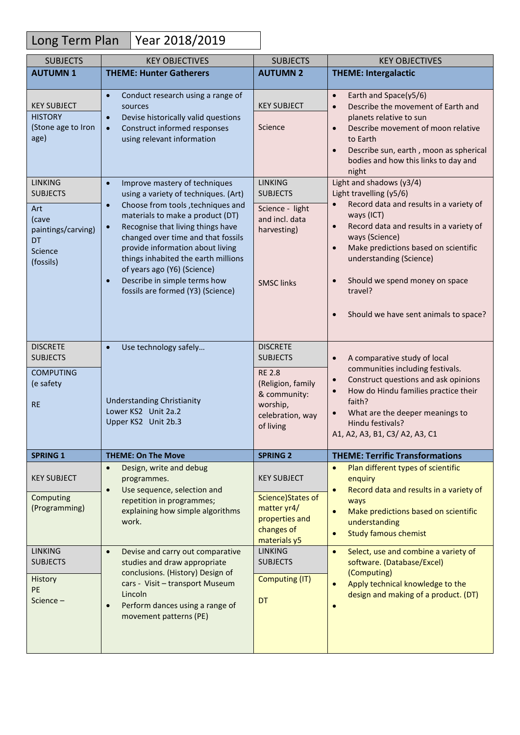| Long Term Plan | Year 2018/2019 |
|---|---|

| SUBJECTS | KEY OBJECTIVES | SUBJECTS | KEY OBJECTIVES |
|---|---|---|---|
| **AUTUMN 1** | **THEME: Hunter Gatherers** | **AUTUMN 2** | **THEME: Intergalactic** |
| KEY SUBJECT<br>HISTORY<br>(Stone age to Iron age) | • Conduct research using a range of sources<br>• Devise historically valid questions<br>• Construct informed responses using relevant information | KEY SUBJECT<br>Science | • Earth and Space(y5/6)<br>• Describe the movement of Earth and planets relative to sun<br>• Describe movement of moon relative to Earth<br>• Describe sun, earth , moon as spherical bodies and how this links to day and night |
| LINKING SUBJECTS<br>Art<br>(cave paintings/carving)<br>DT<br>Science<br>(fossils) | • Improve mastery of techniques using a variety of techniques. (Art)<br>• Choose from tools ,techniques and materials to make a product (DT)<br>• Recognise that living things have changed over time and that fossils provide information about living things inhabited the earth millions of years ago (Y6) (Science)<br>• Describe in simple terms how fossils are formed (Y3) (Science) | LINKING SUBJECTS<br>Science - light and incl. data harvesting)<br><br>SMSC links | Light and shadows (y3/4)<br>Light travelling (y5/6)<br>• Record data and results in a variety of ways (ICT)<br>• Record data and results in a variety of ways (Science)<br>• Make predictions based on scientific understanding (Science)<br><br>• Should we spend money on space travel?<br><br>• Should we have sent animals to space? |
| DISCRETE SUBJECTS<br>COMPUTING<br>(e safety<br><br>RE | • Use technology safely…<br><br>Understanding Christianity<br>Lower KS2 Unit 2a.2<br>Upper KS2 Unit 2b.3 | DISCRETE SUBJECTS<br>RE 2.8<br>(Religion, family & community: worship, celebration, way of living | • A comparative study of local communities including festivals.<br>• Construct questions and ask opinions<br>• How do Hindu families practice their faith?<br>• What are the deeper meanings to Hindu festivals?<br>A1, A2, A3, B1, C3/ A2, A3, C1 |
| **SPRING 1** | **THEME: On The Move** | **SPRING 2** | **THEME: Terrific Transformations** |
| KEY SUBJECT<br>Computing<br>(Programming) | • Design, write and debug programmes.<br>• Use sequence, selection and repetition in programmes; explaining how simple algorithms work. | KEY SUBJECT<br>Science)States of matter yr4/ properties and changes of materials y5 | • Plan different types of scientific enquiry<br>• Record data and results in a variety of ways<br>• Make predictions based on scientific understanding<br>• Study famous chemist |
| LINKING SUBJECTS<br>History<br>PE<br>Science – | • Devise and carry out comparative studies and draw appropriate conclusions. (History) Design of cars - Visit – transport Museum Lincoln<br>• Perform dances using a range of movement patterns (PE) | LINKING SUBJECTS<br>Computing (IT)<br><br>DT | • Select, use and combine a variety of software. (Database/Excel) (Computing)<br>• Apply technical knowledge to the design and making of a product. (DT)<br>• |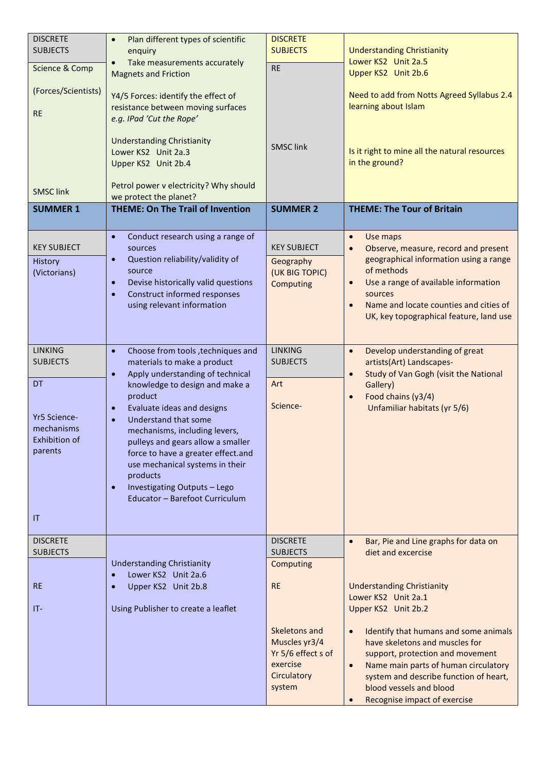| DISCRETE SUBJECTS<br>Science & Comp<br>(Forces/Scientists)<br>RE<br>SMSC link | • Plan different types of scientific enquiry<br>• Take measurements accurately<br>Magnets and Friction<br>Y4/5 Forces: identify the effect of resistance between moving surfaces *e.g. IPad 'Cut the Rope'*<br>Understanding Christianity<br>Lower KS2 Unit 2a.3<br>Upper KS2 Unit 2b.4<br>Petrol power v electricity? Why should we protect the planet? | DISCRETE SUBJECTS<br>RE<br>SMSC link | Understanding Christianity<br>Lower KS2 Unit 2a.5<br>Upper KS2 Unit 2b.6<br>Need to add from Notts Agreed Syllabus 2.4 learning about Islam<br>Is it right to mine all the natural resources in the ground? |
|---|---|---|---|
| **SUMMER 1** | **THEME: On The Trail of Invention** | **SUMMER 2** | **THEME: The Tour of Britain** |
| KEY SUBJECT<br>History (Victorians) | • Conduct research using a range of sources<br>• Question reliability/validity of source<br>• Devise historically valid questions<br>• Construct informed responses using relevant information | KEY SUBJECT<br>Geography (UK BIG TOPIC)<br>Computing | • Use maps<br>• Observe, measure, record and present geographical information using a range of methods<br>• Use a range of available information sources<br>• Name and locate counties and cities of UK, key topographical feature, land use |
| LINKING SUBJECTS<br>DT<br>Yr5 Science- mechanisms Exhibition of parents<br>IT | • Choose from tools ,techniques and materials to make a product<br>• Apply understanding of technical knowledge to design and make a product<br>• Evaluate ideas and designs<br>• Understand that some mechanisms, including levers, pulleys and gears allow a smaller force to have a greater effect.and use mechanical systems in their products<br>• Investigating Outputs – Lego Educator – Barefoot Curriculum | LINKING SUBJECTS<br>Art<br>Science- | • Develop understanding of great artists(Art) Landscapes-<br>• Study of Van Gogh (visit the National Gallery)<br>• Food chains (y3/4)<br>Unfamiliar habitats (yr 5/6) |
| DISCRETE SUBJECTS<br>RE<br>IT- | Understanding Christianity<br>• Lower KS2 Unit 2a.6<br>• Upper KS2 Unit 2b.8<br>Using Publisher to create a leaflet | DISCRETE SUBJECTS<br>Computing<br>RE<br>Skeletons and Muscles yr3/4 Yr 5/6 effect s of exercise Circulatory system | • Bar, Pie and Line graphs for data on diet and excercise<br>Understanding Christianity<br>Lower KS2 Unit 2a.1<br>Upper KS2 Unit 2b.2<br>• Identify that humans and some animals have skeletons and muscles for support, protection and movement<br>• Name main parts of human circulatory system and describe function of heart, blood vessels and blood<br>• Recognise impact of exercise |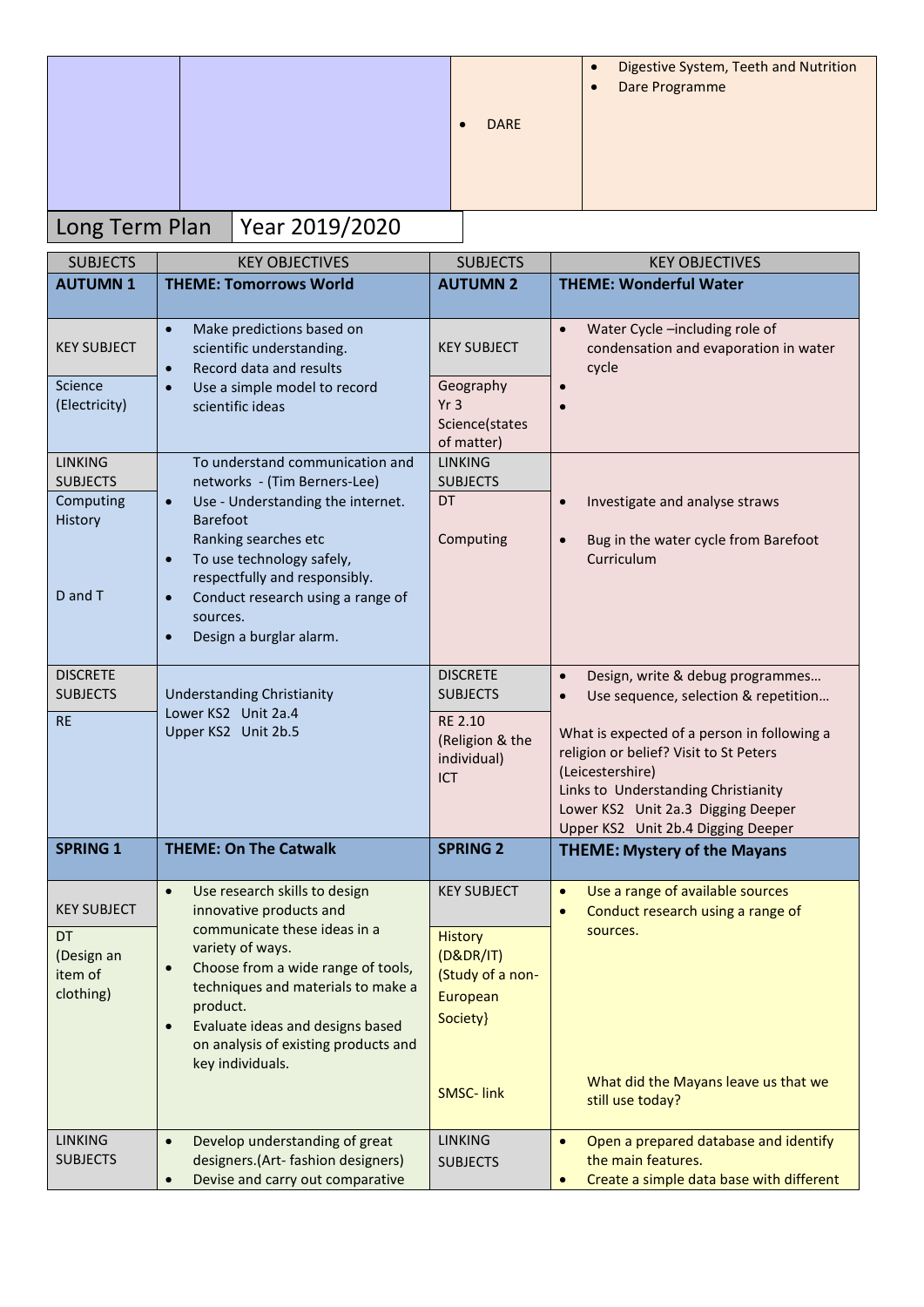| | | | |
|---|---|---|---|
| | | • DARE | • Digestive System, Teeth and Nutrition<br>• Dare Programme |

| Long Term Plan | Year 2019/2020 |
|---|---|

| SUBJECTS | KEY OBJECTIVES | SUBJECTS | KEY OBJECTIVES |
|---|---|---|---|
| **AUTUMN 1** | **THEME: Tomorrows World** | **AUTUMN 2** | **THEME: Wonderful Water** |
| KEY SUBJECT<br><br>Science (Electricity) | • Make predictions based on scientific understanding.<br>• Record data and results<br>• Use a simple model to record scientific ideas | KEY SUBJECT<br><br>Geography Yr 3 Science(states of matter) | • Water Cycle –including role of condensation and evaporation in water cycle<br>•<br>• |
| LINKING SUBJECTS<br><br>Computing History<br><br>D and T | To understand communication and networks - (Tim Berners-Lee)<br>• Use - Understanding the internet. Barefoot Ranking searches etc<br>• To use technology safely, respectfully and responsibly.<br>• Conduct research using a range of sources.<br>• Design a burglar alarm. | LINKING SUBJECTS<br><br>DT<br><br>Computing | • Investigate and analyse straws<br><br>• Bug in the water cycle from Barefoot Curriculum |
| DISCRETE SUBJECTS<br><br>RE | Understanding Christianity<br>Lower KS2 Unit 2a.4<br>Upper KS2 Unit 2b.5 | DISCRETE SUBJECTS<br><br>RE 2.10 (Religion & the individual)<br>ICT | • Design, write & debug programmes…<br>• Use sequence, selection & repetition…<br><br>What is expected of a person in following a religion or belief? Visit to St Peters (Leicestershire)<br>Links to Understanding Christianity<br>Lower KS2 Unit 2a.3 Digging Deeper<br>Upper KS2 Unit 2b.4 Digging Deeper |
| **SPRING 1** | **THEME: On The Catwalk** | **SPRING 2** | **THEME: Mystery of the Mayans** |
| KEY SUBJECT<br><br>DT (Design an item of clothing) | • Use research skills to design innovative products and communicate these ideas in a variety of ways.<br>• Choose from a wide range of tools, techniques and materials to make a product.<br>• Evaluate ideas and designs based on analysis of existing products and key individuals. | KEY SUBJECT<br><br>History (D&DR/IT) (Study of a non-European Society}<br><br>SMSC- link | • Use a range of available sources<br>• Conduct research using a range of sources.<br><br>What did the Mayans leave us that we still use today? |
| LINKING SUBJECTS | • Develop understanding of great designers.(Art- fashion designers)<br>• Devise and carry out comparative | LINKING SUBJECTS | • Open a prepared database and identify the main features.<br>• Create a simple data base with different |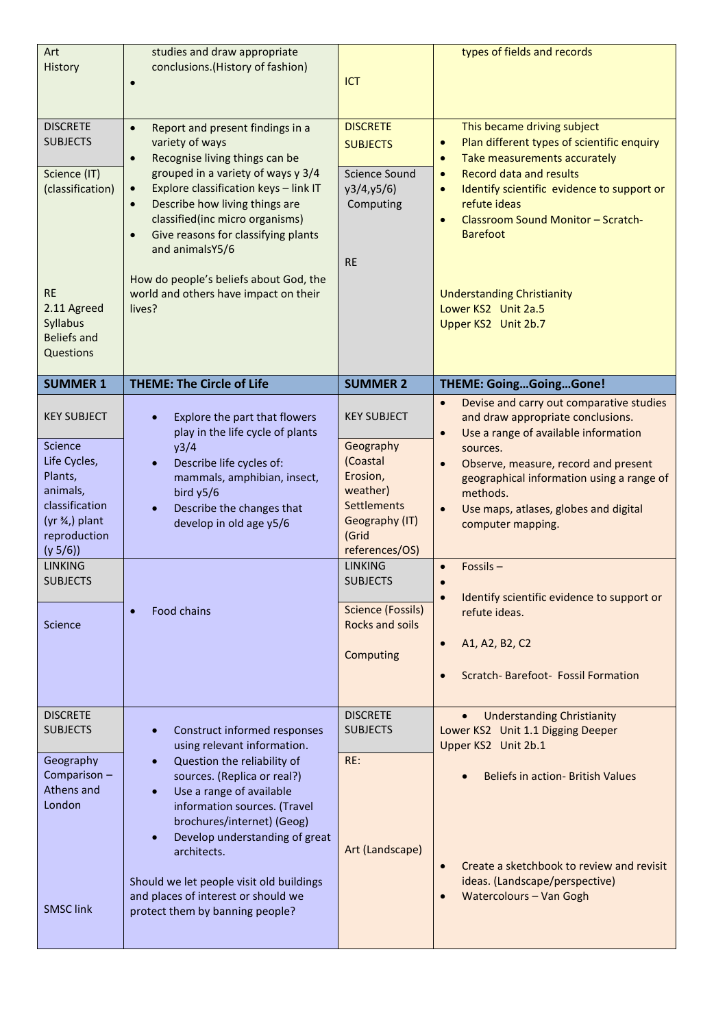| | | | |
|---|---|---|---|
| Art<br>History | studies and draw appropriate conclusions.(History of fashion)<br>• | ICT | types of fields and records |
| DISCRETE SUBJECTS<br><br>Science (IT) (classification)<br><br>RE<br>2.11 Agreed Syllabus Beliefs and Questions | • Report and present findings in a variety of ways<br>• Recognise living things can be grouped in a variety of ways y 3/4<br>• Explore classification keys – link IT<br>• Describe how living things are classified(inc micro organisms)<br>• Give reasons for classifying plants and animalsY5/6<br><br>How do people's beliefs about God, the world and others have impact on their lives? | DISCRETE SUBJECTS<br><br>Science Sound y3/4,y5/6)<br>Computing<br><br>RE | This became driving subject<br>• Plan different types of scientific enquiry<br>• Take measurements accurately<br>• Record data and results<br>• Identify scientific evidence to support or refute ideas<br>• Classroom Sound Monitor – Scratch-Barefoot<br><br>Understanding Christianity<br>Lower KS2 Unit 2a.5<br>Upper KS2 Unit 2b.7 |
| **SUMMER 1** | **THEME: The Circle of Life** | **SUMMER 2** | **THEME: Going…Going…Gone!** |
| KEY SUBJECT<br><br>Science<br>Life Cycles, Plants, animals, classification (yr ¾,) plant reproduction (y 5/6)) | • Explore the part that flowers play in the life cycle of plants y3/4<br>• Describe life cycles of: mammals, amphibian, insect, bird y5/6<br>• Describe the changes that develop in old age y5/6 | KEY SUBJECT<br><br>Geography (Coastal Erosion, weather) Settlements Geography (IT) (Grid references/OS) | • Devise and carry out comparative studies and draw appropriate conclusions.<br>• Use a range of available information sources.<br>• Observe, measure, record and present geographical information using a range of methods.<br>• Use maps, atlases, globes and digital computer mapping. |
| LINKING SUBJECTS<br><br>Science | • Food chains | LINKING SUBJECTS<br><br>Science (Fossils) Rocks and soils<br><br>Computing | • Fossils –<br>•<br>• Identify scientific evidence to support or refute ideas.<br>• A1, A2, B2, C2<br>• Scratch- Barefoot- Fossil Formation |
| DISCRETE SUBJECTS<br><br>Geography Comparison – Athens and London<br><br>SMSC link | • Construct informed responses using relevant information.<br>• Question the reliability of sources. (Replica or real?)<br>• Use a range of available information sources. (Travel brochures/internet) (Geog)<br>• Develop understanding of great architects.<br><br>Should we let people visit old buildings and places of interest or should we protect them by banning people? | DISCRETE SUBJECTS<br><br>RE:<br><br>Art (Landscape) | • Understanding Christianity<br>Lower KS2 Unit 1.1 Digging Deeper<br>Upper KS2 Unit 2b.1<br>• Beliefs in action- British Values<br><br>• Create a sketchbook to review and revisit ideas. (Landscape/perspective)<br>• Watercolours – Van Gogh |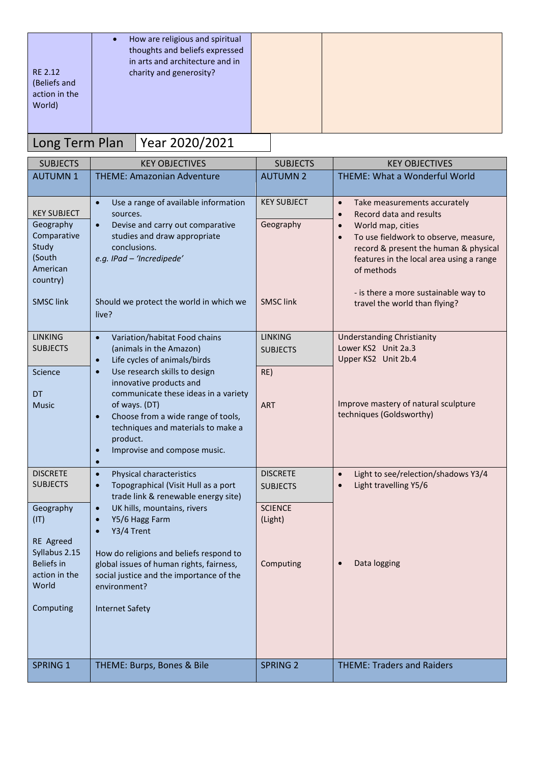| RE 2.12 (Beliefs and action in the World) | • How are religious and spiritual thoughts and beliefs expressed in arts and architecture and in charity and generosity? | | |
|---|---|---|---|

| Long Term Plan | Year 2020/2021 |
|---|---|

| SUBJECTS | KEY OBJECTIVES | SUBJECTS | KEY OBJECTIVES |
|---|---|---|---|
| AUTUMN 1 | THEME: Amazonian Adventure | AUTUMN 2 | THEME: What a Wonderful World |
| KEY SUBJECT<br>Geography Comparative Study (South American country)<br><br>SMSC link | • Use a range of available information sources.<br>• Devise and carry out comparative studies and draw appropriate conclusions.<br>*e.g. IPad – 'Incredipede'*<br><br>Should we protect the world in which we live? | KEY SUBJECT<br>Geography<br><br>SMSC link | • Take measurements accurately<br>• Record data and results<br>• World map, cities<br>• To use fieldwork to observe, measure, record & present the human & physical features in the local area using a range of methods<br><br>- is there a more sustainable way to travel the world than flying? |
| LINKING SUBJECTS<br>Science<br><br>DT<br>Music | • Variation/habitat Food chains (animals in the Amazon)<br>• Life cycles of animals/birds<br>• Use research skills to design innovative products and communicate these ideas in a variety of ways. (DT)<br>• Choose from a wide range of tools, techniques and materials to make a product.<br>• Improvise and compose music.<br>• | LINKING SUBJECTS<br>RE)<br><br>ART | Understanding Christianity<br>Lower KS2 Unit 2a.3<br>Upper KS2 Unit 2b.4<br><br>Improve mastery of natural sculpture techniques (Goldsworthy) |
| DISCRETE SUBJECTS<br>Geography (IT)<br><br>RE Agreed Syllabus 2.15 Beliefs in action in the World<br><br>Computing | • Physical characteristics<br>• Topographical (Visit Hull as a port trade link & renewable energy site)<br>• UK hills, mountains, rivers<br>• Y5/6 Hagg Farm<br>• Y3/4 Trent<br><br>How do religions and beliefs respond to global issues of human rights, fairness, social justice and the importance of the environment?<br><br>Internet Safety | DISCRETE SUBJECTS<br>SCIENCE (Light)<br><br>Computing | • Light to see/relection/shadows Y3/4<br>• Light travelling Y5/6<br><br>• Data logging |
| SPRING 1 | THEME: Burps, Bones & Bile | SPRING 2 | THEME: Traders and Raiders |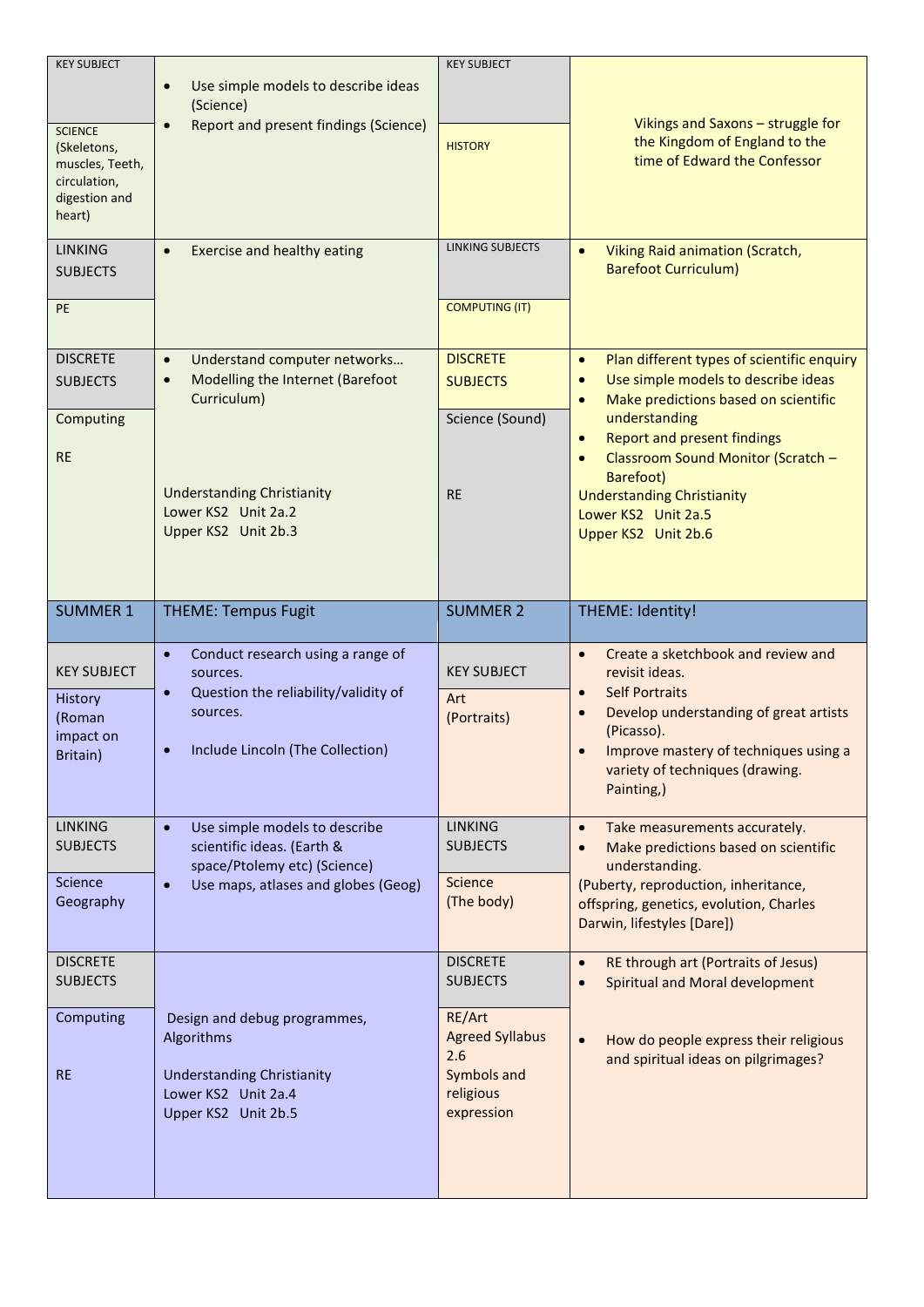| KEY SUBJECT | | KEY SUBJECT | |
|---|---|---|---|
| SCIENCE (Skeletons, muscles, Teeth, circulation, digestion and heart) | • Use simple models to describe ideas (Science)<br>• Report and present findings (Science) | HISTORY | Vikings and Saxons – struggle for the Kingdom of England to the time of Edward the Confessor |
| LINKING SUBJECTS | • Exercise and healthy eating | LINKING SUBJECTS | • Viking Raid animation (Scratch, Barefoot Curriculum) |
| PE | | COMPUTING (IT) | |
| DISCRETE SUBJECTS | • Understand computer networks…<br>• Modelling the Internet (Barefoot Curriculum) | DISCRETE SUBJECTS | • Plan different types of scientific enquiry<br>• Use simple models to describe ideas<br>• Make predictions based on scientific understanding<br>• Report and present findings<br>• Classroom Sound Monitor (Scratch – Barefoot) |
| Computing<br><br>RE | Understanding Christianity<br>Lower KS2 Unit 2a.2<br>Upper KS2 Unit 2b.3 | Science (Sound)<br><br>RE | Understanding Christianity<br>Lower KS2 Unit 2a.5<br>Upper KS2 Unit 2b.6 |
| **SUMMER 1** | **THEME: Tempus Fugit** | **SUMMER 2** | **THEME: Identity!** |
| KEY SUBJECT | • Conduct research using a range of sources.<br>• Question the reliability/validity of sources.<br>• Include Lincoln (The Collection) | KEY SUBJECT | • Create a sketchbook and review and revisit ideas.<br>• Self Portraits<br>• Develop understanding of great artists (Picasso).<br>• Improve mastery of techniques using a variety of techniques (drawing. Painting,) |
| History (Roman impact on Britain) | | Art (Portraits) | |
| LINKING SUBJECTS | • Use simple models to describe scientific ideas. (Earth & space/Ptolemy etc) (Science)<br>• Use maps, atlases and globes (Geog) | LINKING SUBJECTS | • Take measurements accurately.<br>• Make predictions based on scientific understanding.<br>(Puberty, reproduction, inheritance, offspring, genetics, evolution, Charles Darwin, lifestyles [Dare]) |
| Science<br>Geography | | Science<br>(The body) | |
| DISCRETE SUBJECTS | | DISCRETE SUBJECTS | • RE through art (Portraits of Jesus)<br>• Spiritual and Moral development |
| Computing<br><br>RE | Design and debug programmes, Algorithms<br><br>Understanding Christianity<br>Lower KS2 Unit 2a.4<br>Upper KS2 Unit 2b.5 | RE/Art<br>Agreed Syllabus 2.6<br>Symbols and religious expression | • How do people express their religious and spiritual ideas on pilgrimages? |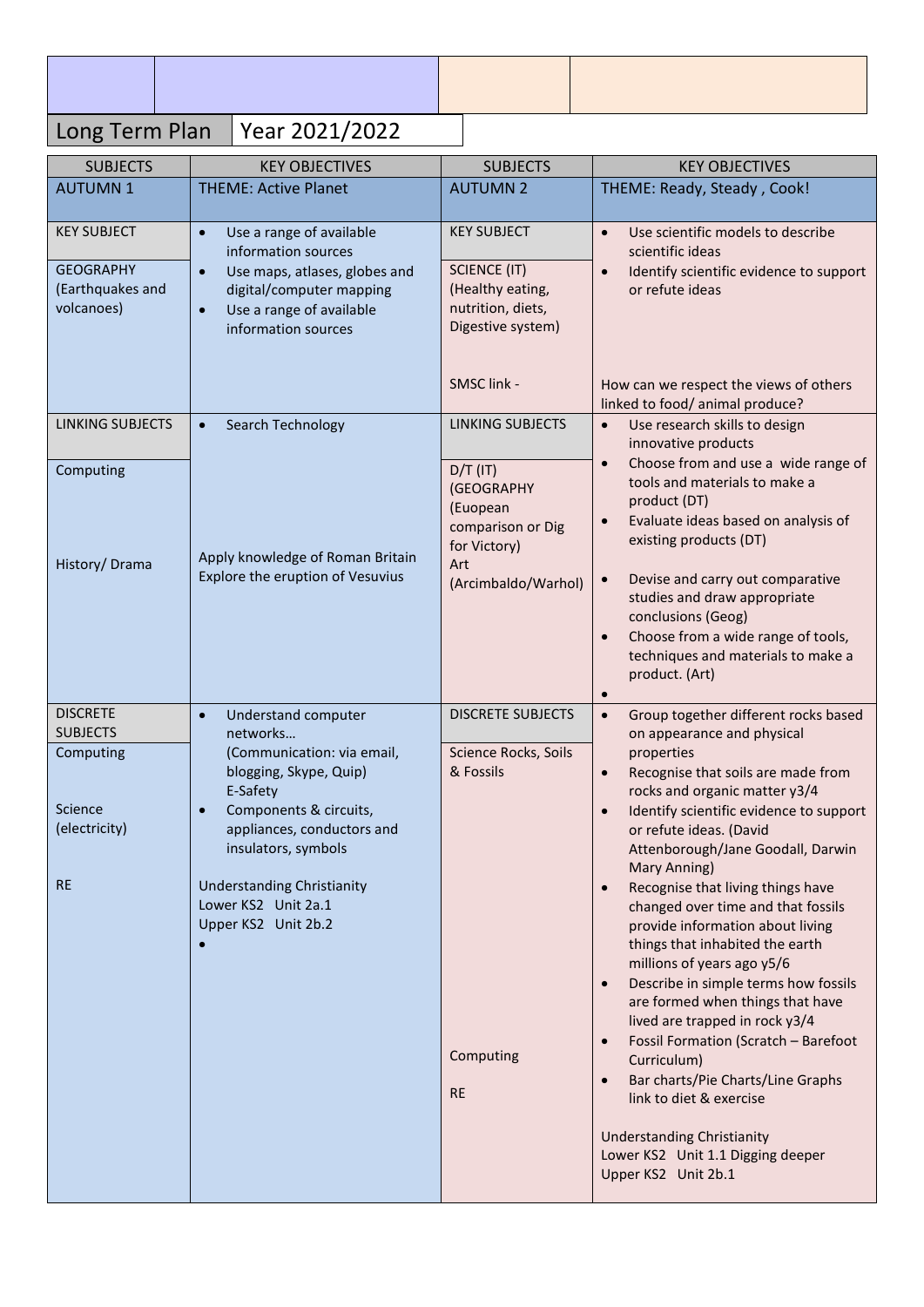| Long Term Plan | Year 2021/2022 |
|---|---|

| SUBJECTS | KEY OBJECTIVES | SUBJECTS | KEY OBJECTIVES |
|---|---|---|---|
| AUTUMN 1 | THEME: Active Planet | AUTUMN 2 | THEME: Ready, Steady , Cook! |
| KEY SUBJECT<br><br>GEOGRAPHY (Earthquakes and volcanoes) | • Use a range of available information sources<br>• Use maps, atlases, globes and digital/computer mapping<br>• Use a range of available information sources | KEY SUBJECT<br><br>SCIENCE (IT) (Healthy eating, nutrition, diets, Digestive system)<br><br>SMSC link - | • Use scientific models to describe scientific ideas<br>• Identify scientific evidence to support or refute ideas<br><br>How can we respect the views of others linked to food/ animal produce? |
| LINKING SUBJECTS<br><br>Computing<br><br>History/ Drama | • Search Technology<br><br>Apply knowledge of Roman Britain<br>Explore the eruption of Vesuvius | LINKING SUBJECTS<br><br>D/T (IT)<br>(GEOGRAPHY (Euopean comparison or Dig for Victory)<br>Art (Arcimbaldo/Warhol) | • Use research skills to design innovative products<br>• Choose from and use a wide range of tools and materials to make a product (DT)<br>• Evaluate ideas based on analysis of existing products (DT)<br><br>• Devise and carry out comparative studies and draw appropriate conclusions (Geog)<br>• Choose from a wide range of tools, techniques and materials to make a product. (Art)<br>• |
| DISCRETE SUBJECTS<br>Computing<br><br>Science (electricity)<br><br>RE | • Understand computer networks…<br>(Communication: via email, blogging, Skype, Quip)<br>E-Safety<br>• Components & circuits, appliances, conductors and insulators, symbols<br><br>Understanding Christianity<br>Lower KS2 Unit 2a.1<br>Upper KS2 Unit 2b.2<br>• | DISCRETE SUBJECTS<br><br>Science Rocks, Soils & Fossils<br><br>Computing<br><br>RE | • Group together different rocks based on appearance and physical properties<br>• Recognise that soils are made from rocks and organic matter y3/4<br>• Identify scientific evidence to support or refute ideas. (David Attenborough/Jane Goodall, Darwin Mary Anning)<br>• Recognise that living things have changed over time and that fossils provide information about living things that inhabited the earth millions of years ago y5/6<br>• Describe in simple terms how fossils are formed when things that have lived are trapped in rock y3/4<br>• Fossil Formation (Scratch – Barefoot Curriculum)<br>• Bar charts/Pie Charts/Line Graphs link to diet & exercise<br><br>Understanding Christianity<br>Lower KS2 Unit 1.1 Digging deeper<br>Upper KS2 Unit 2b.1 |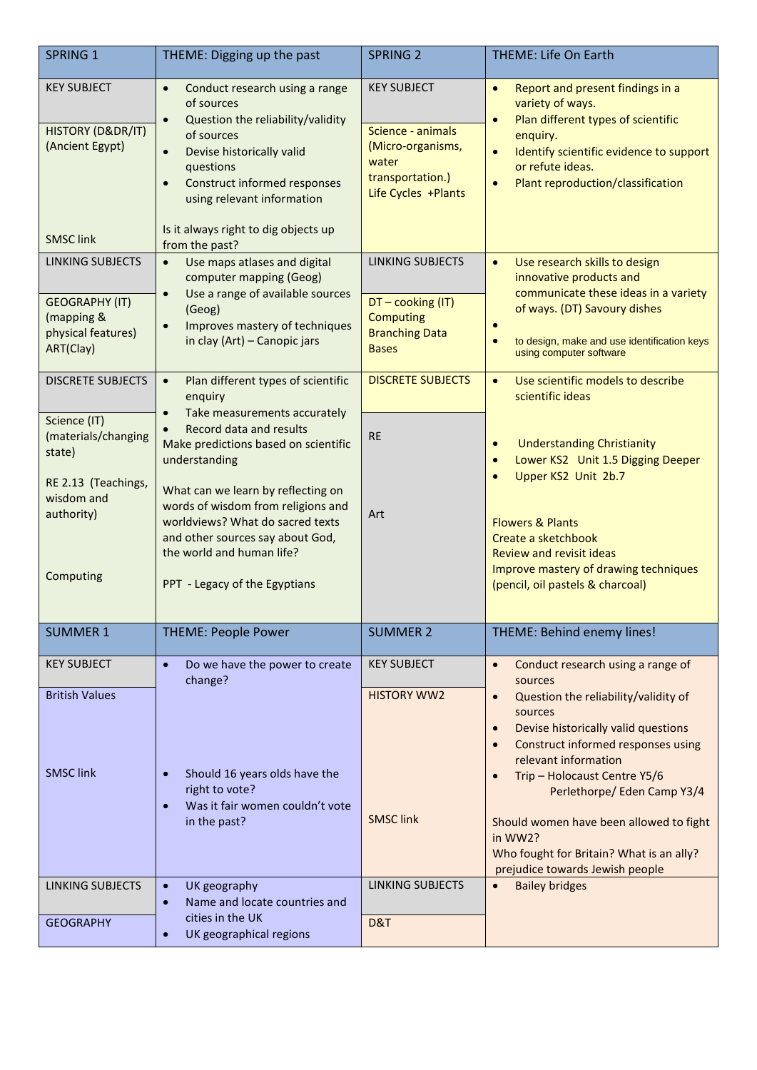| SPRING 1 | THEME: Digging up the past | SPRING 2 | THEME: Life On Earth |
|---|---|---|---|
| KEY SUBJECT<br><br>HISTORY (D&DR/IT) (Ancient Egypt)<br><br>SMSC link | • Conduct research using a range of sources<br>• Question the reliability/validity of sources<br>• Devise historically valid questions<br>• Construct informed responses using relevant information<br><br>Is it always right to dig objects up from the past? | KEY SUBJECT<br><br>Science - animals (Micro-organisms, water transportation.) Life Cycles +Plants | • Report and present findings in a variety of ways.<br>• Plan different types of scientific enquiry.<br>• Identify scientific evidence to support or refute ideas.<br>• Plant reproduction/classification |
| LINKING SUBJECTS<br><br>GEOGRAPHY (IT) (mapping & physical features)<br>ART(Clay) | • Use maps atlases and digital computer mapping (Geog)<br>• Use a range of available sources (Geog)<br>• Improves mastery of techniques in clay (Art) – Canopic jars | LINKING SUBJECTS<br><br>DT – cooking (IT)<br>Computing<br>Branching Data Bases | • Use research skills to design innovative products and communicate these ideas in a variety of ways. (DT) Savoury dishes<br>•<br>• to design, make and use identification keys using computer software |
| DISCRETE SUBJECTS<br><br>Science (IT) (materials/changing state)<br><br>RE 2.13 (Teachings, wisdom and authority)<br><br>Computing | • Plan different types of scientific enquiry<br>• Take measurements accurately<br>• Record data and results<br>Make predictions based on scientific understanding<br><br>What can we learn by reflecting on words of wisdom from religions and worldviews? What do sacred texts and other sources say about God, the world and human life?<br><br>PPT - Legacy of the Egyptians | DISCRETE SUBJECTS<br><br>RE<br><br>Art | • Use scientific models to describe scientific ideas<br><br>• Understanding Christianity<br>• Lower KS2 Unit 1.5 Digging Deeper<br>• Upper KS2 Unit 2b.7<br><br>Flowers & Plants<br>Create a sketchbook<br>Review and revisit ideas<br>Improve mastery of drawing techniques (pencil, oil pastels & charcoal) |
| **SUMMER 1** | **THEME: People Power** | **SUMMER 2** | **THEME: Behind enemy lines!** |
| KEY SUBJECT<br><br>British Values<br><br>SMSC link | • Do we have the power to create change?<br><br>• Should 16 years olds have the right to vote?<br>• Was it fair women couldn't vote in the past? | KEY SUBJECT<br><br>HISTORY WW2<br><br>SMSC link | • Conduct research using a range of sources<br>• Question the reliability/validity of sources<br>• Devise historically valid questions<br>• Construct informed responses using relevant information<br>• Trip – Holocaust Centre Y5/6 Perlethorpe/ Eden Camp Y3/4<br><br>Should women have been allowed to fight in WW2?<br>Who fought for Britain? What is an ally?<br>prejudice towards Jewish people |
| LINKING SUBJECTS<br><br>GEOGRAPHY | • UK geography<br>• Name and locate countries and cities in the UK<br>• UK geographical regions | LINKING SUBJECTS<br><br>D&T | • Bailey bridges |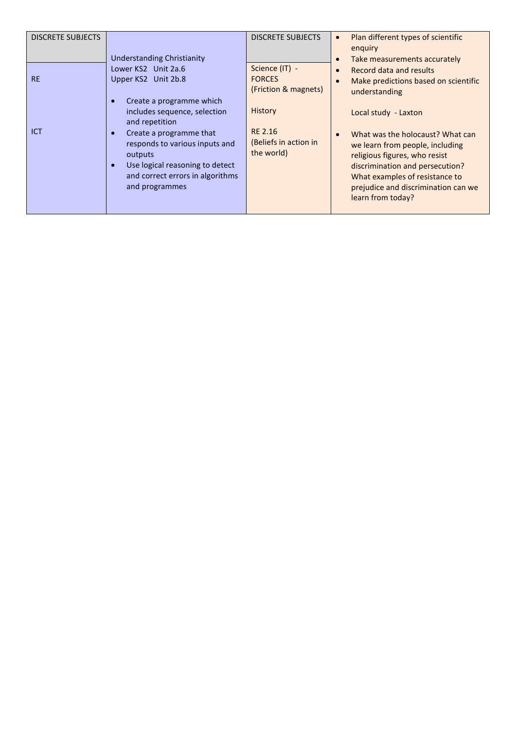| | | | |
|---|---|---|---|
| DISCRETE SUBJECTS<br><br>RE<br><br>ICT | Understanding Christianity<br>Lower KS2 Unit 2a.6<br>Upper KS2 Unit 2b.8<br><br>• Create a programme which includes sequence, selection and repetition<br>• Create a programme that responds to various inputs and outputs<br>• Use logical reasoning to detect and correct errors in algorithms and programmes | DISCRETE SUBJECTS<br><br>Science (IT) - FORCES (Friction & magnets)<br><br>History<br><br>RE 2.16 (Beliefs in action in the world) | • Plan different types of scientific enquiry<br>• Take measurements accurately<br>• Record data and results<br>• Make predictions based on scientific understanding<br><br>Local study - Laxton<br><br>• What was the holocaust? What can we learn from people, including religious figures, who resist discrimination and persecution? What examples of resistance to prejudice and discrimination can we learn from today? |